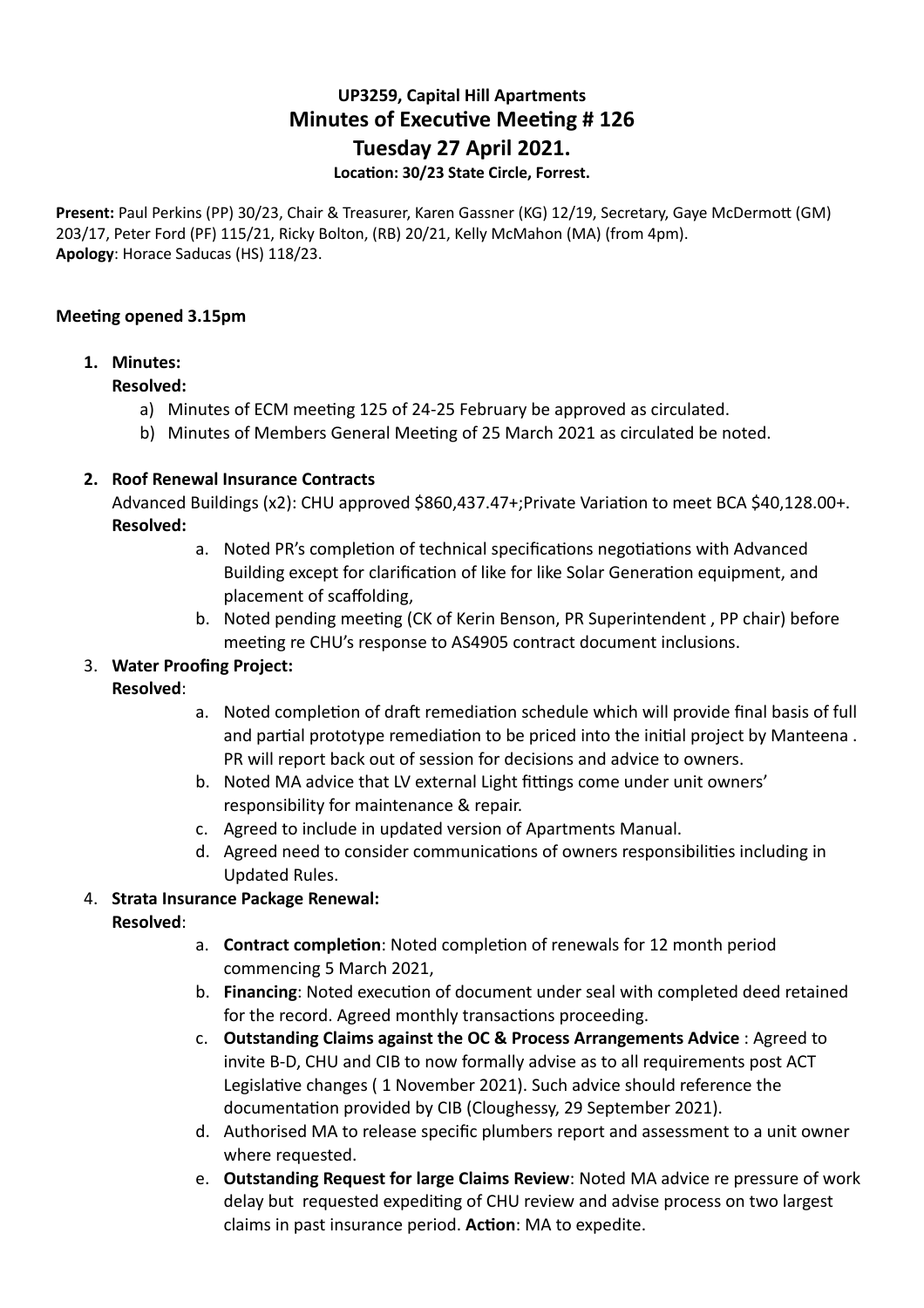# UP3259, Capital Hill Apartments
# Minutes of Executive Meeting # 126
## Tuesday 27 April 2021.
**Location: 30/23 State Circle, Forrest.**

**Present:** Paul Perkins (PP) 30/23, Chair & Treasurer, Karen Gassner (KG) 12/19, Secretary, Gaye McDermott (GM) 203/17, Peter Ford (PF) 115/21, Ricky Bolton, (RB) 20/21, Kelly McMahon (MA) (from 4pm).
**Apology**: Horace Saducas (HS) 118/23.

**Meeting opened 3.15pm**

1. **Minutes:**
   **Resolved:**
   a) Minutes of ECM meeting 125 of 24-25 February be approved as circulated.
   b) Minutes of Members General Meeting of 25 March 2021 as circulated be noted.

2. **Roof Renewal Insurance Contracts**
   Advanced Buildings (x2): CHU approved $860,437.47+;Private Variation to meet BCA $40,128.00+.
   **Resolved:**
   a. Noted PR's completion of technical specifications negotiations with Advanced Building except for clarification of like for like Solar Generation equipment, and placement of scaffolding,
   b. Noted pending meeting (CK of Kerin Benson, PR Superintendent , PP chair) before meeting re CHU's response to AS4905 contract document inclusions.

3. **Water Proofing Project:**
   **Resolved**:
   a. Noted completion of draft remediation schedule which will provide final basis of full and partial prototype remediation to be priced into the initial project by Manteena . PR will report back out of session for decisions and advice to owners.
   b. Noted MA advice that LV external Light fittings come under unit owners' responsibility for maintenance & repair.
   c. Agreed to include in updated version of Apartments Manual.
   d. Agreed need to consider communications of owners responsibilities including in Updated Rules.

4. **Strata Insurance Package Renewal:**
   **Resolved**:
   a. **Contract completion**: Noted completion of renewals for 12 month period commencing 5 March 2021,
   b. **Financing**: Noted execution of document under seal with completed deed retained for the record. Agreed monthly transactions proceeding.
   c. **Outstanding Claims against the OC & Process Arrangements Advice** : Agreed to invite B-D, CHU and CIB to now formally advise as to all requirements post ACT Legislative changes ( 1 November 2021). Such advice should reference the documentation provided by CIB (Cloughessy, 29 September 2021).
   d. Authorised MA to release specific plumbers report and assessment to a unit owner where requested.
   e. **Outstanding Request for large Claims Review**: Noted MA advice re pressure of work delay but requested expediting of CHU review and advise process on two largest claims in past insurance period. **Action**: MA to expedite.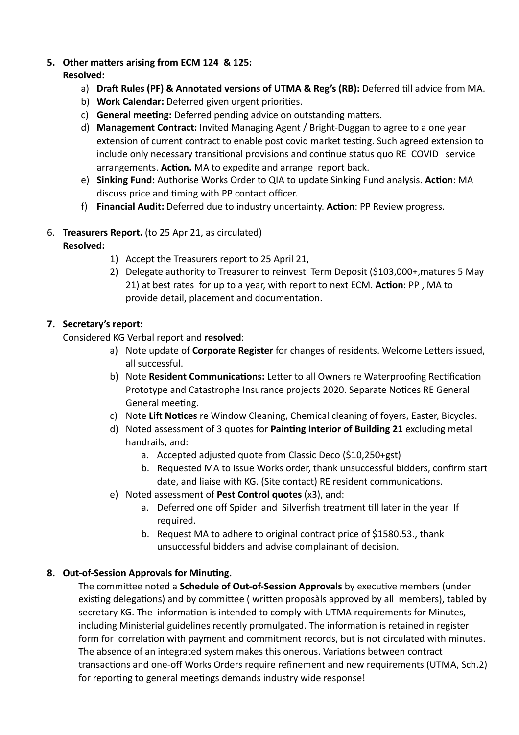5. **Other matters arising from ECM 124 & 125:**
   **Resolved:**
   a) **Draft Rules (PF) & Annotated versions of UTMA & Reg's (RB):** Deferred till advice from MA.
   b) **Work Calendar:** Deferred given urgent priorities.
   c) **General meeting:** Deferred pending advice on outstanding matters.
   d) **Management Contract:** Invited Managing Agent / Bright-Duggan to agree to a one year extension of current contract to enable post covid market testing. Such agreed extension to include only necessary transitional provisions and continue status quo RE COVID service arrangements. **Action.** MA to expedite and arrange report back.
   e) **Sinking Fund:** Authorise Works Order to QIA to update Sinking Fund analysis. **Action**: MA discuss price and timing with PP contact officer.
   f) **Financial Audit:** Deferred due to industry uncertainty. **Action**: PP Review progress.

6. **Treasurers Report.** (to 25 Apr 21, as circulated)
   **Resolved:**
   1) Accept the Treasurers report to 25 April 21,
   2) Delegate authority to Treasurer to reinvest Term Deposit ($103,000+,matures 5 May 21) at best rates for up to a year, with report to next ECM. **Action**: PP , MA to provide detail, placement and documentation.

7. **Secretary's report:**
   Considered KG Verbal report and **resolved**:
   a) Note update of **Corporate Register** for changes of residents. Welcome Letters issued, all successful.
   b) Note **Resident Communications:** Letter to all Owners re Waterproofing Rectification Prototype and Catastrophe Insurance projects 2020. Separate Notices RE General General meeting.
   c) Note **Lift Notices** re Window Cleaning, Chemical cleaning of foyers, Easter, Bicycles.
   d) Noted assessment of 3 quotes for **Painting Interior of Building 21** excluding metal handrails, and:
      a. Accepted adjusted quote from Classic Deco ($10,250+gst)
      b. Requested MA to issue Works order, thank unsuccessful bidders, confirm start date, and liaise with KG. (Site contact) RE resident communications.
   e) Noted assessment of **Pest Control quotes** (x3), and:
      a. Deferred one off Spider and Silverfish treatment till later in the year If required.
      b. Request MA to adhere to original contract price of $1580.53., thank unsuccessful bidders and advise complainant of decision.

8. **Out-of-Session Approvals for Minuting.**
   The committee noted a **Schedule of Out-of-Session Approvals** by executive members (under existing delegations) and by committee ( written proposàls approved by <u>all</u> members), tabled by secretary KG. The information is intended to comply with UTMA requirements for Minutes, including Ministerial guidelines recently promulgated. The information is retained in register form for correlation with payment and commitment records, but is not circulated with minutes. The absence of an integrated system makes this onerous. Variations between contract transactions and one-off Works Orders require refinement and new requirements (UTMA, Sch.2) for reporting to general meetings demands industry wide response!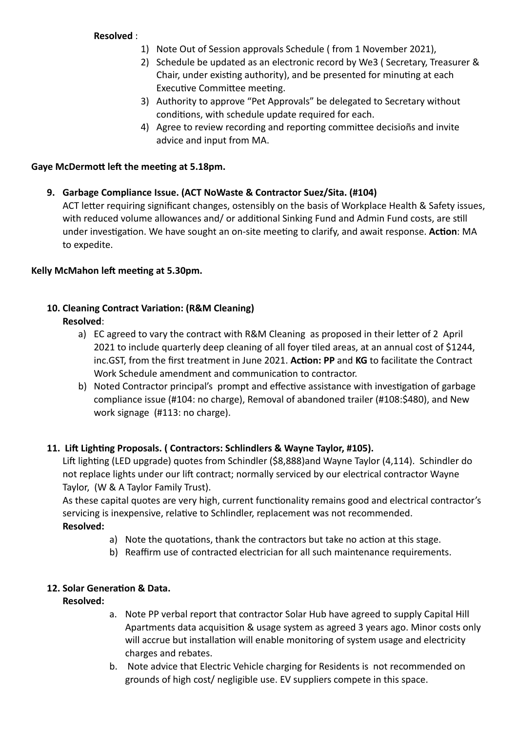**Resolved** :

1) Note Out of Session approvals Schedule ( from 1 November 2021),
2) Schedule be updated as an electronic record by We3 ( Secretary, Treasurer & Chair, under existing authority), and be presented for minuting at each Executive Committee meeting.
3) Authority to approve "Pet Approvals" be delegated to Secretary without conditions, with schedule update required for each.
4) Agree to review recording and reporting committee decisioñs and invite advice and input from MA.

**Gaye McDermott left the meeting at 5.18pm.**

9. **Garbage Compliance Issue. (ACT NoWaste & Contractor Suez/Sita. (#104)**
   ACT letter requiring significant changes, ostensibly on the basis of Workplace Health & Safety issues, with reduced volume allowances and/ or additional Sinking Fund and Admin Fund costs, are still under investigation. We have sought an on-site meeting to clarify, and await response. **Action**: MA to expedite.

**Kelly McMahon left meeting at 5.30pm.**

10. **Cleaning Contract Variation: (R&M Cleaning)**
    **Resolved**:
    a) EC agreed to vary the contract with R&M Cleaning as proposed in their letter of 2 April 2021 to include quarterly deep cleaning of all foyer tiled areas, at an annual cost of $1244, inc.GST, from the first treatment in June 2021. **Action: PP** and **KG** to facilitate the Contract Work Schedule amendment and communication to contractor.
    b) Noted Contractor principal's prompt and effective assistance with investigation of garbage compliance issue (#104: no charge), Removal of abandoned trailer (#108:$480), and New work signage (#113: no charge).

11. **Lift Lighting Proposals. ( Contractors: Schlindlers & Wayne Taylor, #105).**
    Lift lighting (LED upgrade) quotes from Schindler ($8,888)and Wayne Taylor (4,114). Schindler do not replace lights under our lift contract; normally serviced by our electrical contractor Wayne Taylor, (W & A Taylor Family Trust).
    As these capital quotes are very high, current functionality remains good and electrical contractor's servicing is inexpensive, relative to Schlindler, replacement was not recommended.
    **Resolved:**
    a) Note the quotations, thank the contractors but take no action at this stage.
    b) Reaffirm use of contracted electrician for all such maintenance requirements.

12. **Solar Generation & Data.**
    **Resolved:**
    a. Note PP verbal report that contractor Solar Hub have agreed to supply Capital Hill Apartments data acquisition & usage system as agreed 3 years ago. Minor costs only will accrue but installation will enable monitoring of system usage and electricity charges and rebates.
    b. Note advice that Electric Vehicle charging for Residents is not recommended on grounds of high cost/ negligible use. EV suppliers compete in this space.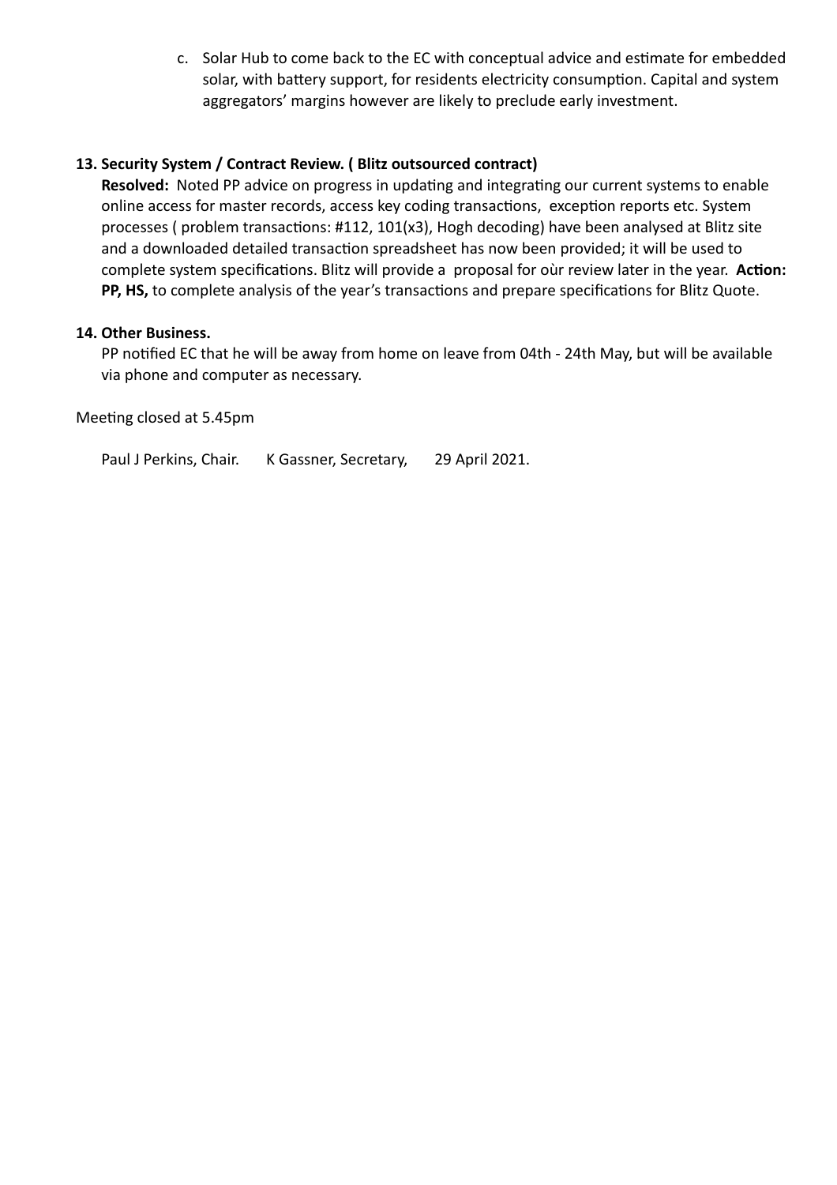c. Solar Hub to come back to the EC with conceptual advice and estimate for embedded solar, with battery support, for residents electricity consumption. Capital and system aggregators' margins however are likely to preclude early investment.

**13. Security System / Contract Review. ( Blitz outsourced contract)**

**Resolved:** Noted PP advice on progress in updating and integrating our current systems to enable online access for master records, access key coding transactions, exception reports etc. System processes ( problem transactions: #112, 101(x3), Hogh decoding) have been analysed at Blitz site and a downloaded detailed transaction spreadsheet has now been provided; it will be used to complete system specifications. Blitz will provide a proposal for oùr review later in the year. **Action: PP, HS,** to complete analysis of the year's transactions and prepare specifications for Blitz Quote.

**14. Other Business.**

PP notified EC that he will be away from home on leave from 04th - 24th May, but will be available via phone and computer as necessary.

Meeting closed at 5.45pm

Paul J Perkins, Chair. K Gassner, Secretary, 29 April 2021.